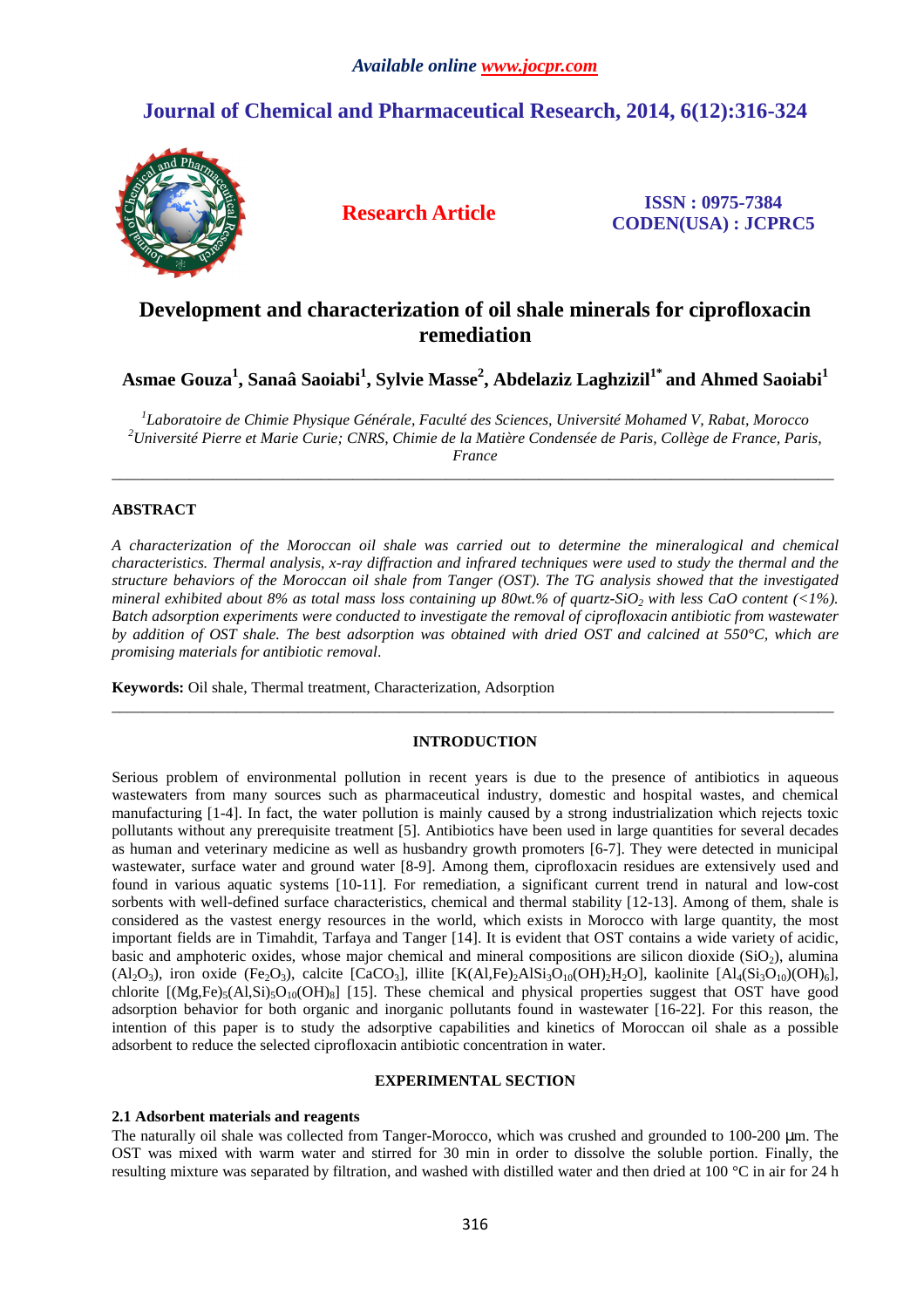*Available online www.jocpr.com*

## Journal of Chemical and Pharmaceutical Research, 2014, 6(12):316-324

**Research Article**

**ISSN : 0975-7384**
**CODEN(USA) : JCPRC5**

# Development and characterization of oil shale minerals for ciprofloxacin remediation

**Asmae Gouza[1], Sanaâ Saoiabi[1], Sylvie Masse[2], Abdelaziz Laghzizil[1*] and Ahmed Saoiabi[1]**

*[1]Laboratoire de Chimie Physique Générale, Faculté des Sciences, Université Mohamed V, Rabat, Morocco*
*[2]Université Pierre et Marie Curie; CNRS, Chimie de la Matière Condensée de Paris, Collège de France, Paris, France*

---

**ABSTRACT**

*A characterization of the Moroccan oil shale was carried out to determine the mineralogical and chemical characteristics. Thermal analysis, x-ray diffraction and infrared techniques were used to study the thermal and the structure behaviors of the Moroccan oil shale from Tanger (OST). The TG analysis showed that the investigated mineral exhibited about 8% as total mass loss containing up 80wt.% of quartz-$SiO_2$ with less CaO content (<1%). Batch adsorption experiments were conducted to investigate the removal of ciprofloxacin antibiotic from wastewater by addition of OST shale. The best adsorption was obtained with dried OST and calcined at 550°C, which are promising materials for antibiotic removal.*

**Keywords:** Oil shale, Thermal treatment, Characterization, Adsorption

---

## INTRODUCTION

Serious problem of environmental pollution in recent years is due to the presence of antibiotics in aqueous wastewaters from many sources such as pharmaceutical industry, domestic and hospital wastes, and chemical manufacturing [1-4]. In fact, the water pollution is mainly caused by a strong industrialization which rejects toxic pollutants without any prerequisite treatment [5]. Antibiotics have been used in large quantities for several decades as human and veterinary medicine as well as husbandry growth promoters [6-7]. They were detected in municipal wastewater, surface water and ground water [8-9]. Among them, ciprofloxacin residues are extensively used and found in various aquatic systems [10-11]. For remediation, a significant current trend in natural and low-cost sorbents with well-defined surface characteristics, chemical and thermal stability [12-13]. Among of them, shale is considered as the vastest energy resources in the world, which exists in Morocco with large quantity, the most important fields are in Timahdit, Tarfaya and Tanger [14]. It is evident that OST contains a wide variety of acidic, basic and amphoteric oxides, whose major chemical and mineral compositions are silicon dioxide ($SiO_2$), alumina ($Al_2O_3$), iron oxide ($Fe_2O_3$), calcite [$CaCO_3$], illite [$K(Al,Fe)_2AlSi_3O_{10}(OH)_2H_2O$], kaolinite [$Al_4(Si_3O_{10})(OH)_6$], chlorite [$(Mg,Fe)_5(Al,Si)_5O_{10}(OH)_8$] [15]. These chemical and physical properties suggest that OST have good adsorption behavior for both organic and inorganic pollutants found in wastewater [16-22]. For this reason, the intention of this paper is to study the adsorptive capabilities and kinetics of Moroccan oil shale as a possible adsorbent to reduce the selected ciprofloxacin antibiotic concentration in water.

## EXPERIMENTAL SECTION

### 2.1 Adsorbent materials and reagents

The naturally oil shale was collected from Tanger-Morocco, which was crushed and grounded to 100-200 μm. The OST was mixed with warm water and stirred for 30 min in order to dissolve the soluble portion. Finally, the resulting mixture was separated by filtration, and washed with distilled water and then dried at 100 °C in air for 24 h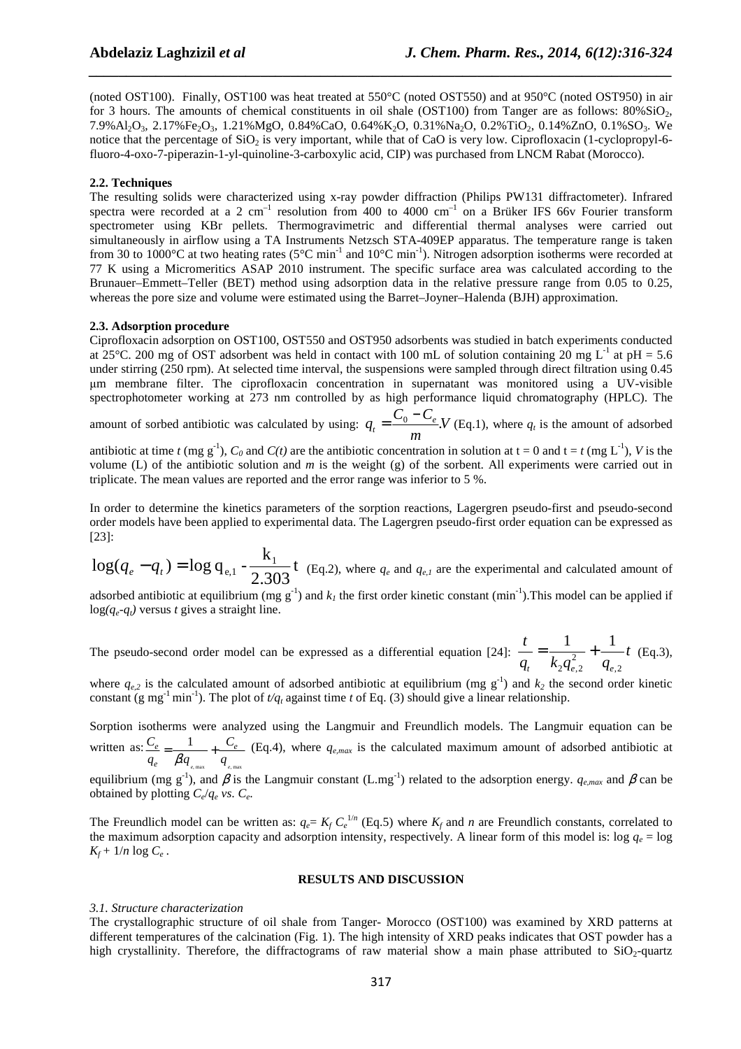(noted OST100). Finally, OST100 was heat treated at 550°C (noted OST550) and at 950°C (noted OST950) in air for 3 hours. The amounts of chemical constituents in oil shale (OST100) from Tanger are as follows: 80%$SiO_2$, 7.9%$Al_2O_3$, 2.17%$Fe_2O_3$, 1.21%MgO, 0.84%CaO, 0.64%$K_2O$, 0.31%$Na_2O$, 0.2%$TiO_2$, 0.14%ZnO, 0.1%$SO_3$. We notice that the percentage of $SiO_2$ is very important, while that of CaO is very low. Ciprofloxacin (1-cyclopropyl-6-fluoro-4-oxo-7-piperazin-1-yl-quinoline-3-carboxylic acid, CIP) was purchased from LNCM Rabat (Morocco).

**2.2. Techniques**

The resulting solids were characterized using x-ray powder diffraction (Philips PW131 diffractometer). Infrared spectra were recorded at a 2 $cm^{-1}$ resolution from 400 to 4000 $cm^{-1}$ on a Brüker IFS 66v Fourier transform spectrometer using KBr pellets. Thermogravimetric and differential thermal analyses were carried out simultaneously in airflow using a TA Instruments Netzsch STA-409EP apparatus. The temperature range is taken from 30 to 1000°C at two heating rates (5°C $min^{-1}$ and 10°C $min^{-1}$). Nitrogen adsorption isotherms were recorded at 77 K using a Micromeritics ASAP 2010 instrument. The specific surface area was calculated according to the Brunauer–Emmett–Teller (BET) method using adsorption data in the relative pressure range from 0.05 to 0.25, whereas the pore size and volume were estimated using the Barret–Joyner–Halenda (BJH) approximation.

**2.3. Adsorption procedure**

Ciprofloxacin adsorption on OST100, OST550 and OST950 adsorbents was studied in batch experiments conducted at 25°C. 200 mg of OST adsorbent was held in contact with 100 mL of solution containing 20 mg $L^{-1}$ at pH = 5.6 under stirring (250 rpm). At selected time interval, the suspensions were sampled through direct filtration using 0.45 μm membrane filter. The ciprofloxacin concentration in supernatant was monitored using a UV-visible spectrophotometer working at 273 nm controlled by as high performance liquid chromatography (HPLC). The amount of sorbed antibiotic was calculated by using: $q_t = \frac{C_0 - C_e}{m}.V$ (Eq.1), where $q_t$ is the amount of adsorbed antibiotic at time $t$ (mg $g^{-1}$), $C_0$ and $C(t)$ are the antibiotic concentration in solution at t = 0 and t = $t$ (mg $L^{-1}$), $V$ is the volume (L) of the antibiotic solution and $m$ is the weight (g) of the sorbent. All experiments were carried out in triplicate. The mean values are reported and the error range was inferior to 5 %.

In order to determine the kinetics parameters of the sorption reactions, Lagergren pseudo-first and pseudo-second order models have been applied to experimental data. The Lagergren pseudo-first order equation can be expressed as [23]:

$\log(q_e - q_t) = \log q_{e,1} - \frac{k_1}{2.303} t$ (Eq.2), where $q_e$ and $q_{e,1}$ are the experimental and calculated amount of adsorbed antibiotic at equilibrium (mg $g^{-1}$) and $k_1$ the first order kinetic constant ($min^{-1}$).This model can be applied if $\log(q_e$-$q_t)$ versus $t$ gives a straight line.

The pseudo-second order model can be expressed as a differential equation [24]: $\frac{t}{q_t} = \frac{1}{k_2 q_{e,2}^2} + \frac{1}{q_{e,2}} t$ (Eq.3), where $q_{e,2}$ is the calculated amount of adsorbed antibiotic at equilibrium (mg $g^{-1}$) and $k_2$ the second order kinetic constant (g $mg^{-1}$ $min^{-1}$). The plot of $t/q_t$ against time $t$ of Eq. (3) should give a linear relationship.

Sorption isotherms were analyzed using the Langmuir and Freundlich models. The Langmuir equation can be written as: $\frac{C_e}{q_e} = \frac{1}{\beta q_{e,\max}} + \frac{C_e}{q_{e,\max}}$ (Eq.4), where $q_{e,max}$ is the calculated maximum amount of adsorbed antibiotic at equilibrium (mg $g^{-1}$), and $\beta$ is the Langmuir constant (L.$mg^{-1}$) related to the adsorption energy. $q_{e,max}$ and $\beta$ can be obtained by plotting $C_e/q_e$ *vs.* $C_e$.

The Freundlich model can be written as: $q_e = K_f C_e^{1/n}$ (Eq.5) where $K_f$ and $n$ are Freundlich constants, correlated to the maximum adsorption capacity and adsorption intensity, respectively. A linear form of this model is: $\log q_e = \log K_f + 1/n \log C_e$ .

## RESULTS AND DISCUSSION

*3.1. Structure characterization*

The crystallographic structure of oil shale from Tanger- Morocco (OST100) was examined by XRD patterns at different temperatures of the calcination (Fig. 1). The high intensity of XRD peaks indicates that OST powder has a high crystallinity. Therefore, the diffractograms of raw material show a main phase attributed to $SiO_2$-quartz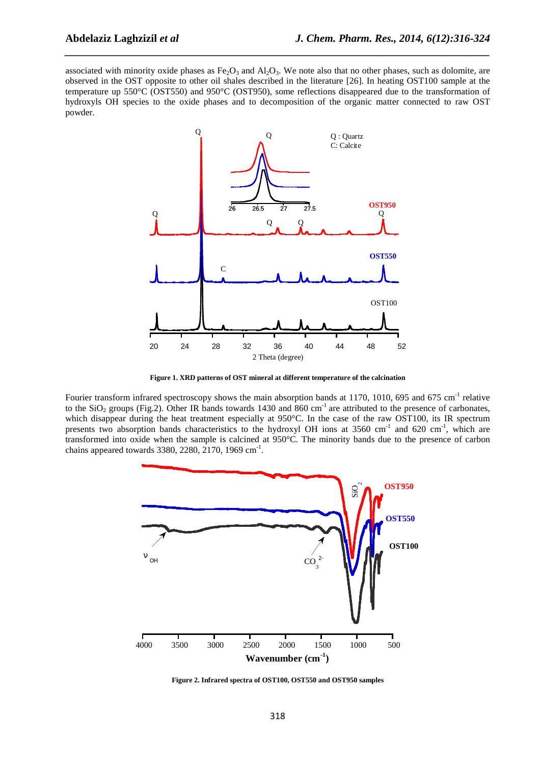associated with minority oxide phases as $Fe_2O_3$ and $Al_2O_3$. We note also that no other phases, such as dolomite, are observed in the OST opposite to other oil shales described in the literature [26]. In heating OST100 sample at the temperature up 550°C (OST550) and 950°C (OST950), some reflections disappeared due to the transformation of hydroxyls OH species to the oxide phases and to decomposition of the organic matter connected to raw OST powder.

**Figure 1. XRD patterns of OST mineral at different temperature of the calcination**

Fourier transform infrared spectroscopy shows the main absorption bands at 1170, 1010, 695 and 675 $cm^{-1}$ relative to the $SiO_2$ groups (Fig.2). Other IR bands towards 1430 and 860 $cm^{-1}$ are attributed to the presence of carbonates, which disappear during the heat treatment especially at 950°C. In the case of the raw OST100, its IR spectrum presents two absorption bands characteristics to the hydroxyl OH ions at 3560 $cm^{-1}$ and 620 $cm^{-1}$, which are transformed into oxide when the sample is calcined at 950°C. The minority bands due to the presence of carbon chains appeared towards 3380, 2280, 2170, 1969 $cm^{-1}$.

**Figure 2. Infrared spectra of OST100, OST550 and OST950 samples**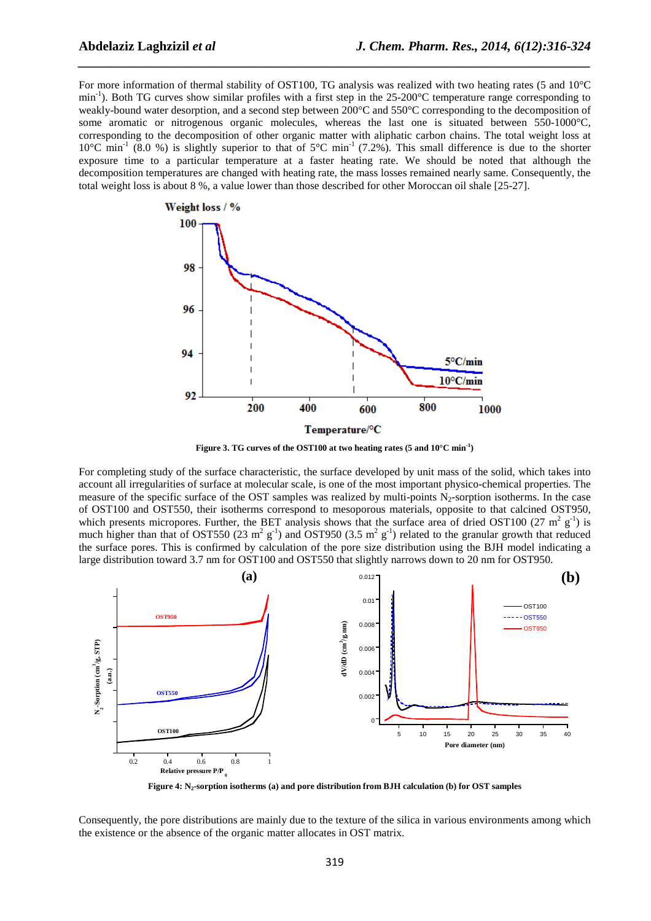For more information of thermal stability of OST100, TG analysis was realized with two heating rates (5 and 10°C $min^{-1}$). Both TG curves show similar profiles with a first step in the 25-200°C temperature range corresponding to weakly-bound water desorption, and a second step between 200°C and 550°C corresponding to the decomposition of some aromatic or nitrogenous organic molecules, whereas the last one is situated between 550-1000°C, corresponding to the decomposition of other organic matter with aliphatic carbon chains. The total weight loss at 10°C $min^{-1}$ (8.0 %) is slightly superior to that of 5°C $min^{-1}$ (7.2%). This small difference is due to the shorter exposure time to a particular temperature at a faster heating rate. We should be noted that although the decomposition temperatures are changed with heating rate, the mass losses remained nearly same. Consequently, the total weight loss is about 8 %, a value lower than those described for other Moroccan oil shale [25-27].

**Figure 3. TG curves of the OST100 at two heating rates (5 and 10°C $min^{-1}$)**

For completing study of the surface characteristic, the surface developed by unit mass of the solid, which takes into account all irregularities of surface at molecular scale, is one of the most important physico-chemical properties. The measure of the specific surface of the OST samples was realized by multi-points $N_2$-sorption isotherms. In the case of OST100 and OST550, their isotherms correspond to mesoporous materials, opposite to that calcined OST950, which presents micropores. Further, the BET analysis shows that the surface area of dried OST100 (27 $m^2$ $g^{-1}$) is much higher than that of OST550 (23 $m^2$ $g^{-1}$) and OST950 (3.5 $m^2$ $g^{-1}$) related to the granular growth that reduced the surface pores. This is confirmed by calculation of the pore size distribution using the BJH model indicating a large distribution toward 3.7 nm for OST100 and OST550 that slightly narrows down to 20 nm for OST950.

**Figure 4: $N_2$-sorption isotherms (a) and pore distribution from BJH calculation (b) for OST samples**

Consequently, the pore distributions are mainly due to the texture of the silica in various environments among which the existence or the absence of the organic matter allocates in OST matrix.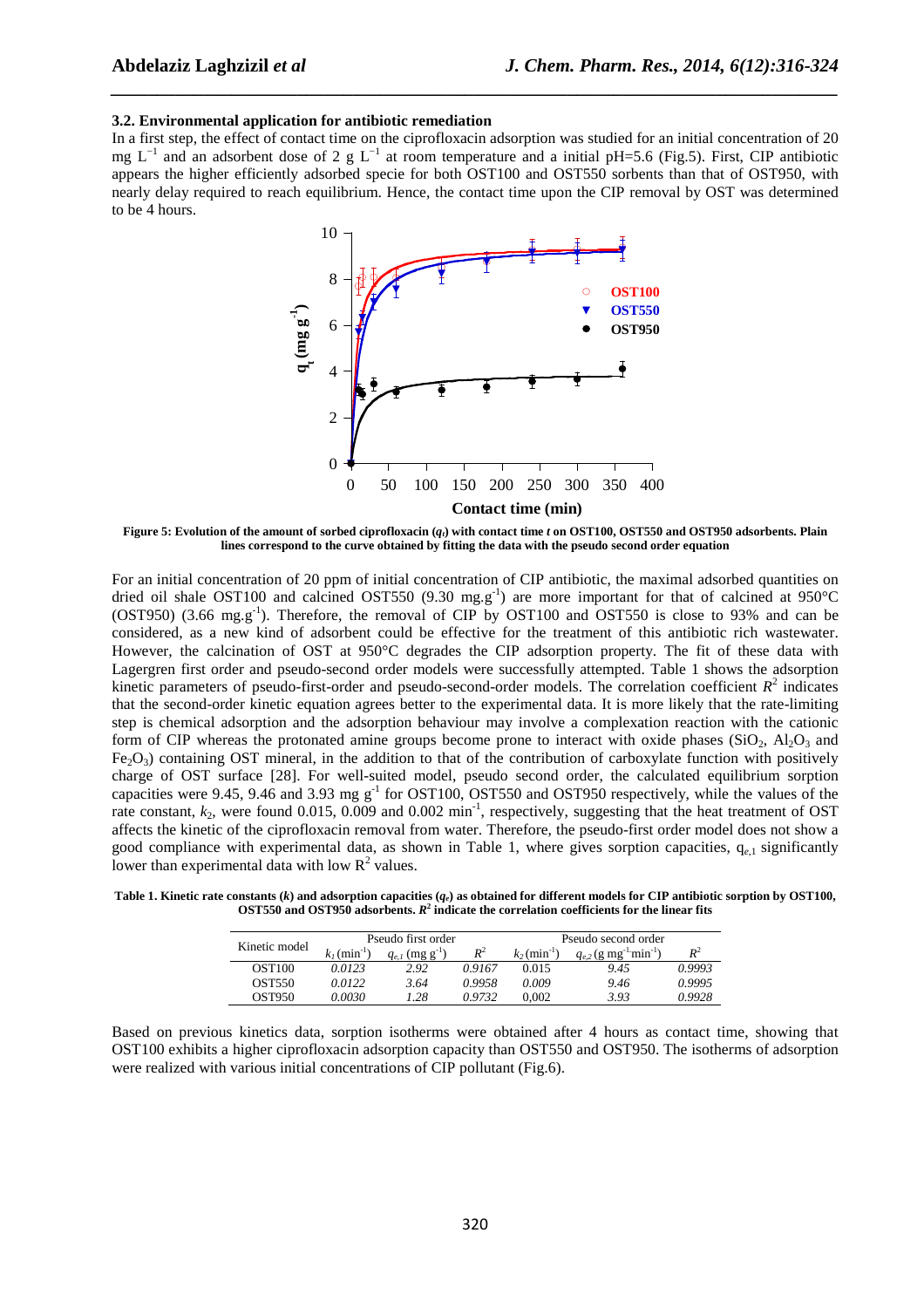### 3.2. Environmental application for antibiotic remediation

In a first step, the effect of contact time on the ciprofloxacin adsorption was studied for an initial concentration of 20 mg $L^{-1}$ and an adsorbent dose of 2 g $L^{-1}$ at room temperature and a initial pH=5.6 (Fig.5). First, CIP antibiotic appears the higher efficiently adsorbed specie for both OST100 and OST550 sorbents than that of OST950, with nearly delay required to reach equilibrium. Hence, the contact time upon the CIP removal by OST was determined to be 4 hours.

**Figure 5: Evolution of the amount of sorbed ciprofloxacin ($q_t$) with contact time *t* on OST100, OST550 and OST950 adsorbents. Plain lines correspond to the curve obtained by fitting the data with the pseudo second order equation**

For an initial concentration of 20 ppm of initial concentration of CIP antibiotic, the maximal adsorbed quantities on dried oil shale OST100 and calcined OST550 (9.30 mg.$g^{-1}$) are more important for that of calcined at 950°C (OST950) (3.66 mg.$g^{-1}$). Therefore, the removal of CIP by OST100 and OST550 is close to 93% and can be considered, as a new kind of adsorbent could be effective for the treatment of this antibiotic rich wastewater. However, the calcination of OST at 950°C degrades the CIP adsorption property. The fit of these data with Lagergren first order and pseudo-second order models were successfully attempted. Table 1 shows the adsorption kinetic parameters of pseudo-first-order and pseudo-second-order models. The correlation coefficient $R^2$ indicates that the second-order kinetic equation agrees better to the experimental data. It is more likely that the rate-limiting step is chemical adsorption and the adsorption behaviour may involve a complexation reaction with the cationic form of CIP whereas the protonated amine groups become prone to interact with oxide phases ($SiO_2$, $Al_2O_3$ and $Fe_2O_3$) containing OST mineral, in the addition to that of the contribution of carboxylate function with positively charge of OST surface [28]. For well-suited model, pseudo second order, the calculated equilibrium sorption capacities were 9.45, 9.46 and 3.93 mg $g^{-1}$ for OST100, OST550 and OST950 respectively, while the values of the rate constant, $k_2$, were found 0.015, 0.009 and 0.002 $min^{-1}$, respectively, suggesting that the heat treatment of OST affects the kinetic of the ciprofloxacin removal from water. Therefore, the pseudo-first order model does not show a good compliance with experimental data, as shown in Table 1, where gives sorption capacities, $q_{e,1}$ significantly lower than experimental data with low $R^2$ values.

**Table 1. Kinetic rate constants (*k*) and adsorption capacities ($q_e$) as obtained for different models for CIP antibiotic sorption by OST100, OST550 and OST950 adsorbents. $R^2$ indicate the correlation coefficients for the linear fits**

| Kinetic model | Pseudo first order | | | Pseudo second order | | |
|---|---|---|---|---|---|---|
| | $k_1$ ($min^{-1}$) | $q_{e,1}$ (mg $g^{-1}$) | $R^2$ | $k_2$ ($min^{-1}$) | $q_{e,2}$ (g $mg^{-1}min^{-1}$) | $R^2$ |
| OST100 | *0.0123* | *2.92* | *0.9167* | 0.015 | *9.45* | *0.9993* |
| OST550 | *0.0122* | *3.64* | *0.9958* | *0.009* | *9.46* | *0.9995* |
| OST950 | *0.0030* | *1.28* | *0.9732* | 0,002 | *3.93* | *0.9928* |

Based on previous kinetics data, sorption isotherms were obtained after 4 hours as contact time, showing that OST100 exhibits a higher ciprofloxacin adsorption capacity than OST550 and OST950. The isotherms of adsorption were realized with various initial concentrations of CIP pollutant (Fig.6).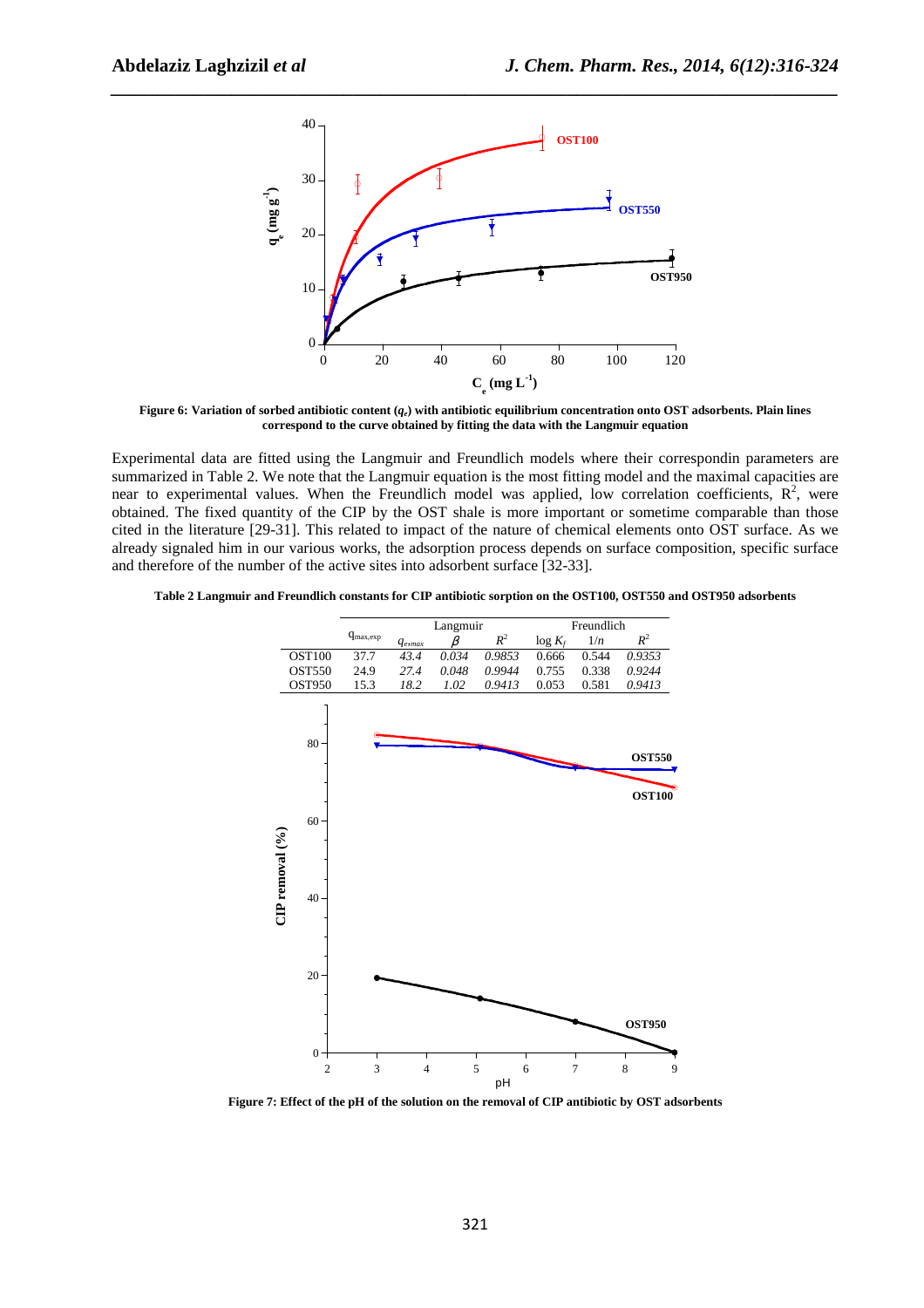Figure 6: Variation of sorbed antibiotic content ($q_e$) with antibiotic equilibrium concentration onto OST adsorbents. Plain lines correspond to the curve obtained by fitting the data with the Langmuir equation

Experimental data are fitted using the Langmuir and Freundlich models where their correspondin parameters are summarized in Table 2. We note that the Langmuir equation is the most fitting model and the maximal capacities are near to experimental values. When the Freundlich model was applied, low correlation coefficients, $R^2$, were obtained. The fixed quantity of the CIP by the OST shale is more important or sometime comparable than those cited in the literature [29-31]. This related to impact of the nature of chemical elements onto OST surface. As we already signaled him in our various works, the adsorption process depends on surface composition, specific surface and therefore of the number of the active sites into adsorbent surface [32-33].

**Table 2 Langmuir and Freundlich constants for CIP antibiotic sorption on the OST100, OST550 and OST950 adsorbents**

| | $q_{max,exp}$ | Langmuir | | | Freundlich | | |
|---|---|---|---|---|---|---|---|
| | | $q_{e,max}$ | $\beta$ | $R^2$ | $\log K_f$ | $1/n$ | $R^2$ |
| OST100 | 37.7 | *43.4* | *0.034* | *0.9853* | 0.666 | 0.544 | *0.9353* |
| OST550 | 24.9 | *27.4* | *0.048* | *0.9944* | 0.755 | 0.338 | *0.9244* |
| OST950 | 15.3 | *18.2* | *1.02* | *0.9413* | 0.053 | 0.581 | *0.9413* |

Figure 7: Effect of the pH of the solution on the removal of CIP antibiotic by OST adsorbents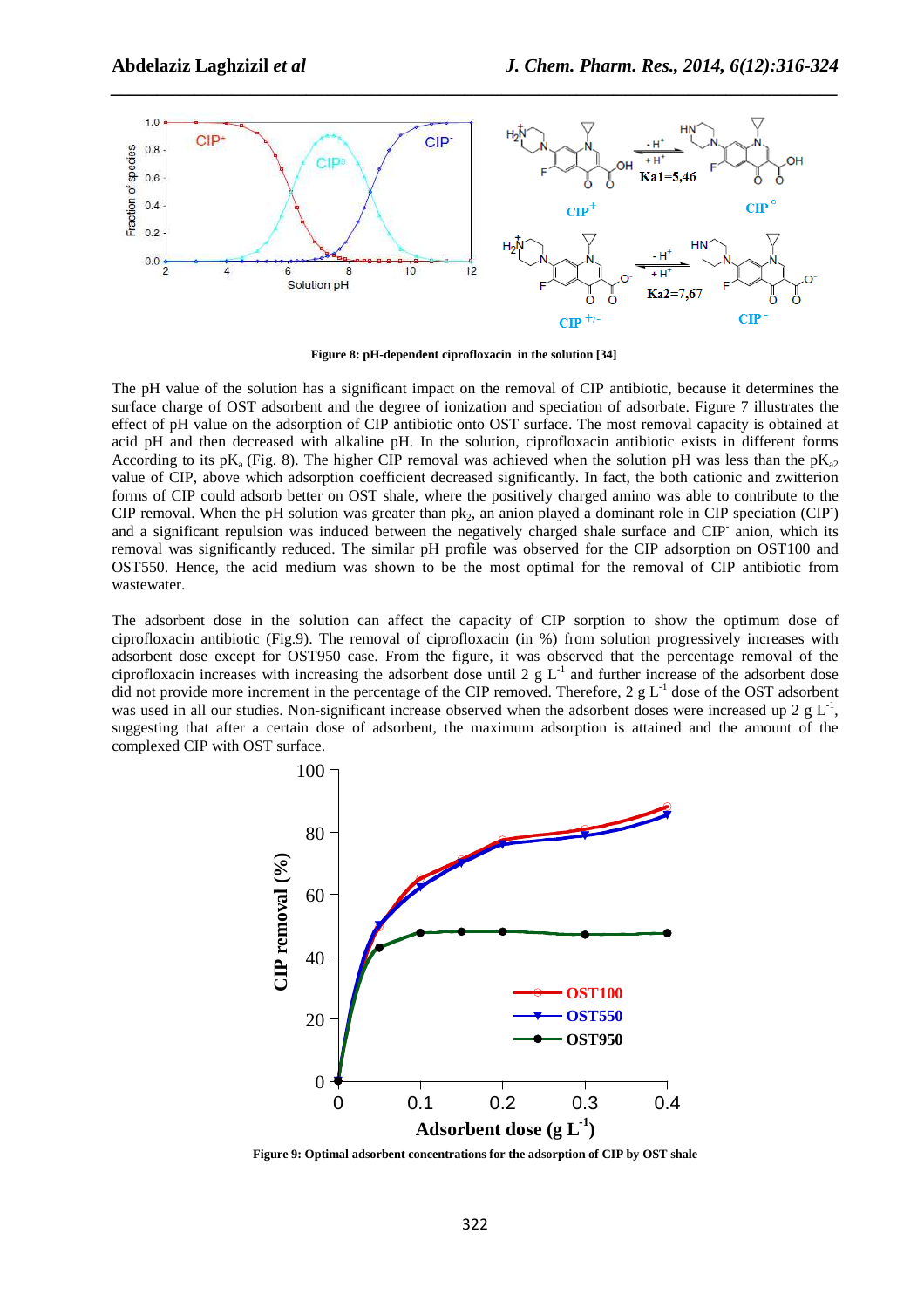**Figure 8: pH-dependent ciprofloxacin in the solution [34]**

The pH value of the solution has a significant impact on the removal of CIP antibiotic, because it determines the surface charge of OST adsorbent and the degree of ionization and speciation of adsorbate. Figure 7 illustrates the effect of pH value on the adsorption of CIP antibiotic onto OST surface. The most removal capacity is obtained at acid pH and then decreased with alkaline pH. In the solution, ciprofloxacin antibiotic exists in different forms According to its $pK_a$ (Fig. 8). The higher CIP removal was achieved when the solution pH was less than the $pK_{a2}$ value of CIP, above which adsorption coefficient decreased significantly. In fact, the both cationic and zwitterion forms of CIP could adsorb better on OST shale, where the positively charged amino was able to contribute to the CIP removal. When the pH solution was greater than $pk_2$, an anion played a dominant role in CIP speciation ($CIP^-$) and a significant repulsion was induced between the negatively charged shale surface and $CIP^-$ anion, which its removal was significantly reduced. The similar pH profile was observed for the CIP adsorption on OST100 and OST550. Hence, the acid medium was shown to be the most optimal for the removal of CIP antibiotic from wastewater.

The adsorbent dose in the solution can affect the capacity of CIP sorption to show the optimum dose of ciprofloxacin antibiotic (Fig.9). The removal of ciprofloxacin (in %) from solution progressively increases with adsorbent dose except for OST950 case. From the figure, it was observed that the percentage removal of the ciprofloxacin increases with increasing the adsorbent dose until 2 g $L^{-1}$ and further increase of the adsorbent dose did not provide more increment in the percentage of the CIP removed. Therefore, 2 g $L^{-1}$ dose of the OST adsorbent was used in all our studies. Non-significant increase observed when the adsorbent doses were increased up 2 g $L^{-1}$, suggesting that after a certain dose of adsorbent, the maximum adsorption is attained and the amount of the complexed CIP with OST surface.

**Figure 9: Optimal adsorbent concentrations for the adsorption of CIP by OST shale**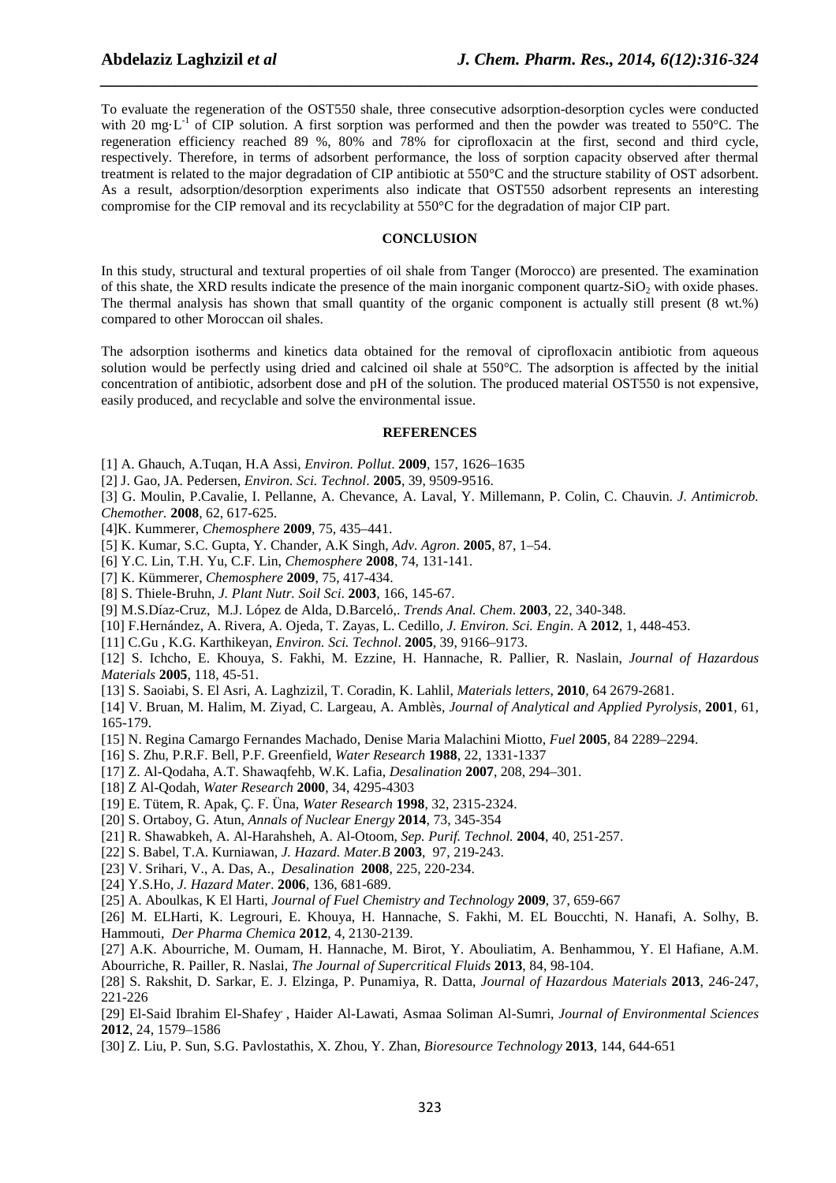To evaluate the regeneration of the OST550 shale, three consecutive adsorption-desorption cycles were conducted with 20 mg·L$^{-1}$ of CIP solution. A first sorption was performed and then the powder was treated to 550°C. The regeneration efficiency reached 89 %, 80% and 78% for ciprofloxacin at the first, second and third cycle, respectively. Therefore, in terms of adsorbent performance, the loss of sorption capacity observed after thermal treatment is related to the major degradation of CIP antibiotic at 550°C and the structure stability of OST adsorbent. As a result, adsorption/desorption experiments also indicate that OST550 adsorbent represents an interesting compromise for the CIP removal and its recyclability at 550°C for the degradation of major CIP part.

## CONCLUSION

In this study, structural and textural properties of oil shale from Tanger (Morocco) are presented. The examination of this shate, the XRD results indicate the presence of the main inorganic component quartz-$SiO_2$ with oxide phases. The thermal analysis has shown that small quantity of the organic component is actually still present (8 wt.%) compared to other Moroccan oil shales.

The adsorption isotherms and kinetics data obtained for the removal of ciprofloxacin antibiotic from aqueous solution would be perfectly using dried and calcined oil shale at 550°C. The adsorption is affected by the initial concentration of antibiotic, adsorbent dose and pH of the solution. The produced material OST550 is not expensive, easily produced, and recyclable and solve the environmental issue.

## REFERENCES

[1] A. Ghauch, A.Tuqan, H.A Assi, *Environ. Pollut*. **2009**, 157, 1626–1635

[2] J. Gao, JA. Pedersen, *Environ. Sci. Technol*. **2005**, 39, 9509-9516.

[3] G. Moulin, P.Cavalie, I. Pellanne, A. Chevance, A. Laval, Y. Millemann, P. Colin, C. Chauvin. *J. Antimicrob. Chemother.* **2008**, 62, 617-625.

[4]K. Kummerer, *Chemosphere* **2009**, 75, 435–441.

[5] K. Kumar, S.C. Gupta, Y. Chander, A.K Singh, *Adv. Agron*. **2005**, 87, 1–54.

[6] Y.C. Lin, T.H. Yu, C.F. Lin, *Chemosphere* **2008**, 74, 131-141.

[7] K. Kümmerer, *Chemosphere* **2009**, 75, 417-434.

[8] S. Thiele-Bruhn, *J. Plant Nutr. Soil Sci*. **2003**, 166, 145-67.

[9] M.S.Díaz-Cruz, M.J. López de Alda, D.Barceló,. *Trends Anal. Chem*. **2003**, 22, 340-348.

[10] F.Hernández, A. Rivera, A. Ojeda, T. Zayas, L. Cedillo, *J. Environ. Sci. Engin*. A **2012**, 1, 448-453.

[11] C.Gu , K.G. Karthikeyan, *Environ. Sci. Technol*. **2005**, 39, 9166–9173.

[12] S. Ichcho, E. Khouya, S. Fakhi, M. Ezzine, H. Hannache, R. Pallier, R. Naslain, *Journal of Hazardous Materials* **2005**, 118, 45-51.

[13] S. Saoiabi, S. El Asri, A. Laghzizil, T. Coradin, K. Lahlil, *Materials letters*, **2010**, 64 2679-2681.

[14] V. Bruan, M. Halim, M. Ziyad, C. Largeau, A. Amblès, *Journal of Analytical and Applied Pyrolysis*, **2001**, 61, 165-179.

[15] N. Regina Camargo Fernandes Machado, Denise Maria Malachini Miotto, *Fuel* **2005**, 84 2289–2294.

[16] S. Zhu, P.R.F. Bell, P.F. Greenfield, *Water Research* **1988**, 22, 1331-1337

[17] Z. Al-Qodaha, A.T. Shawaqfehb, W.K. Lafia, *Desalination* **2007**, 208, 294–301.

[18] Z Al-Qodah, *Water Research* **2000**, 34, 4295-4303

[19] E. Tütem, R. Apak, Ç. F. Üna, *Water Research* **1998**, 32, 2315-2324.

[20] S. Ortaboy, G. Atun, *Annals of Nuclear Energy* **2014**, 73, 345-354

[21] R. Shawabkeh, A. Al-Harahsheh, A. Al-Otoom, *Sep. Purif. Technol.* **2004**, 40, 251-257.

[22] S. Babel, T.A. Kurniawan, *J. Hazard. Mater.B* **2003**, 97, 219-243.

[23] V. Srihari, V., A. Das, A., *Desalination* **2008**, 225, 220-234.

[24] Y.S.Ho, *J. Hazard Mater*. **2006**, 136, 681-689.

[25] A. Aboulkas, K El Harti, *Journal of Fuel Chemistry and Technology* **2009**, 37, 659-667

[26] M. ELHarti, K. Legrouri, E. Khouya, H. Hannache, S. Fakhi, M. EL Boucchti, N. Hanafi, A. Solhy, B. Hammouti, *Der Pharma Chemica* **2012**, 4, 2130-2139.

[27] A.K. Abourriche, M. Oumam, H. Hannache, M. Birot, Y. Abouliatim, A. Benhammou, Y. El Hafiane, A.M. Abourriche, R. Pailler, R. Naslai, *The Journal of Supercritical Fluids* **2013**, 84, 98-104.

[28] S. Rakshit, D. Sarkar, E. J. Elzinga, P. Punamiya, R. Datta, *Journal of Hazardous Materials* **2013**, 246-247, 221-226

[29] El-Said Ibrahim El-Shafey, Haider Al-Lawati, Asmaa Soliman Al-Sumri, *Journal of Environmental Sciences* **2012**, 24, 1579–1586

[30] Z. Liu, P. Sun, S.G. Pavlostathis, X. Zhou, Y. Zhan, *Bioresource Technology* **2013**, 144, 644-651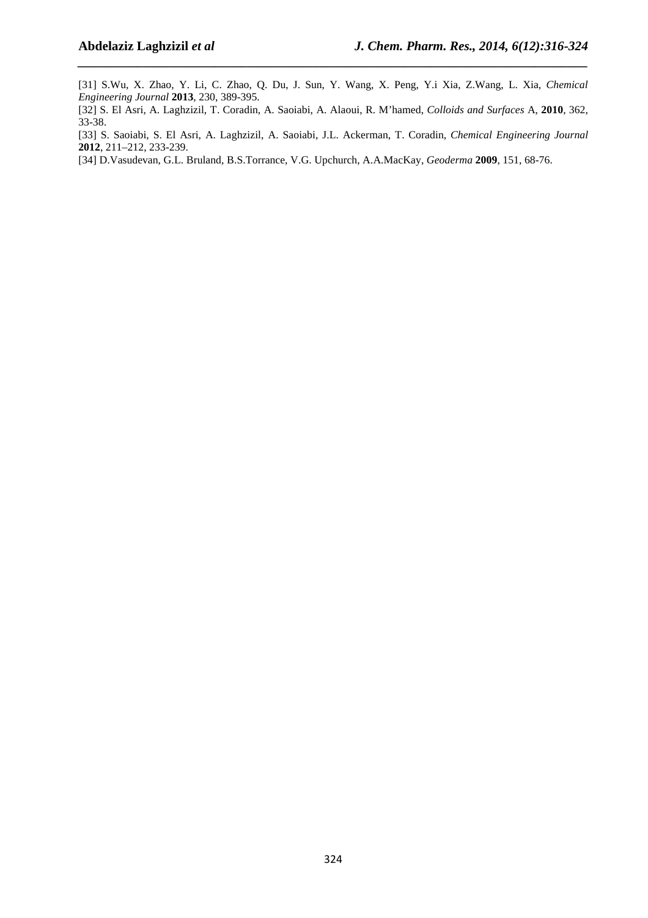[31] S.Wu, X. Zhao, Y. Li, C. Zhao, Q. Du, J. Sun, Y. Wang, X. Peng, Y.i Xia, Z.Wang, L. Xia, *Chemical Engineering Journal* **2013**, 230, 389-395.

[32] S. El Asri, A. Laghzizil, T. Coradin, A. Saoiabi, A. Alaoui, R. M'hamed, *Colloids and Surfaces* A, **2010**, 362, 33-38.

[33] S. Saoiabi, S. El Asri, A. Laghzizil, A. Saoiabi, J.L. Ackerman, T. Coradin, *Chemical Engineering Journal* **2012**, 211–212, 233-239.

[34] D.Vasudevan, G.L. Bruland, B.S.Torrance, V.G. Upchurch, A.A.MacKay, *Geoderma* **2009**, 151, 68-76.